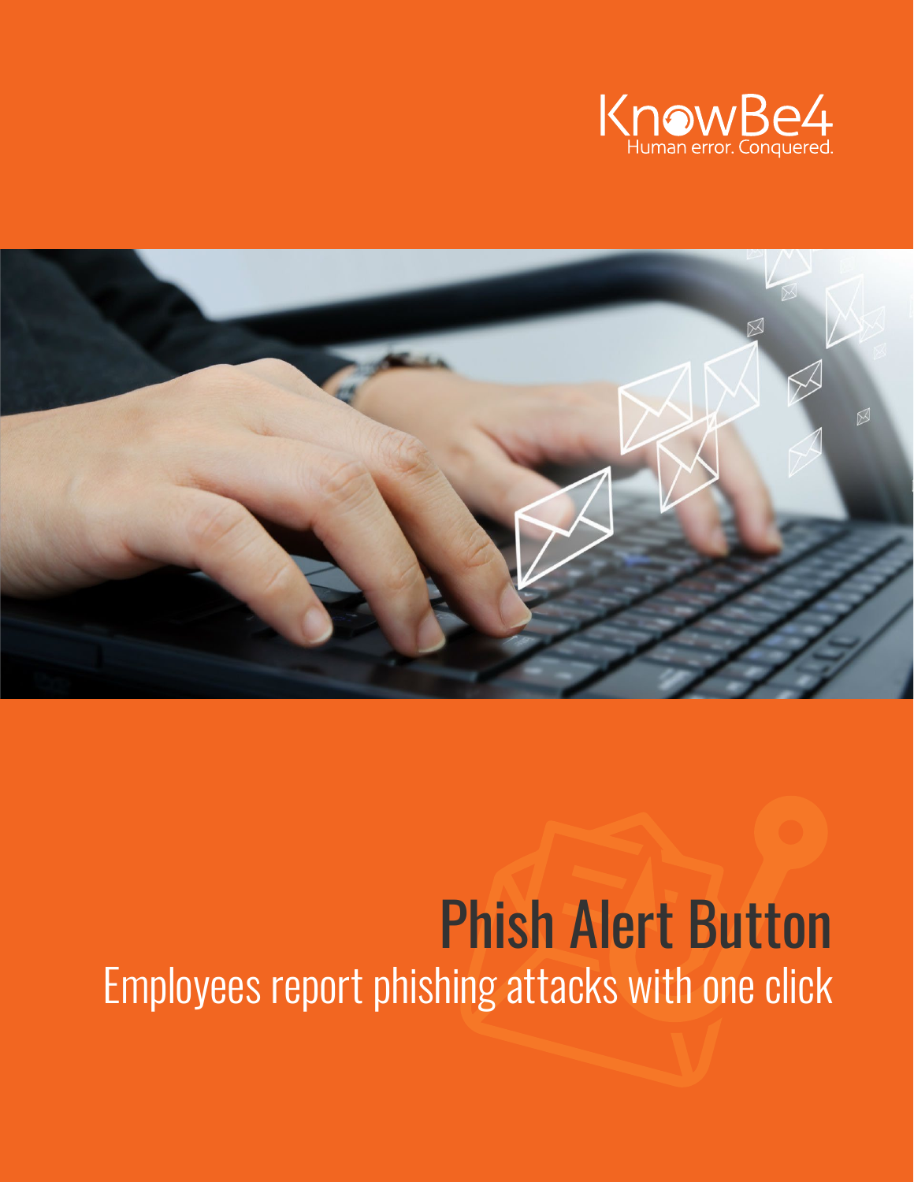KnowBe4
Human error. Conquered.

# Phish Alert Button

## Employees report phishing attacks with one click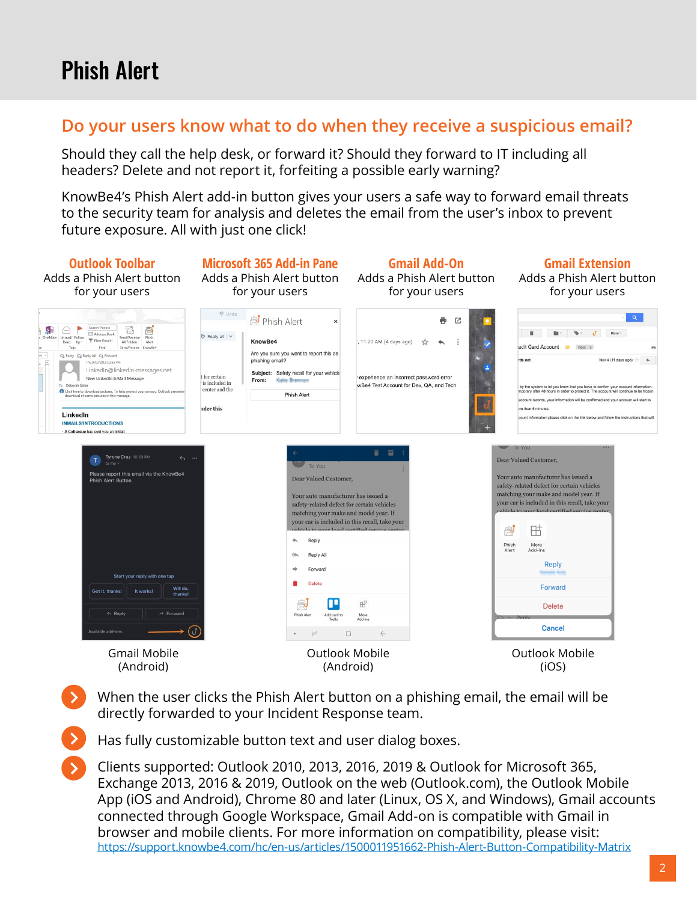# Phish Alert

## Do your users know what to do when they receive a suspicious email?

Should they call the help desk, or forward it? Should they forward to IT including all headers? Delete and not report it, forfeiting a possible early warning?

KnowBe4's Phish Alert add-in button gives your users a safe way to forward email threats to the security team for analysis and deletes the email from the user's inbox to prevent future exposure. All with just one click!

### Outlook Toolbar

Adds a Phish Alert button for your users

### Microsoft 365 Add-in Pane

Adds a Phish Alert button for your users

### Gmail Add-On

Adds a Phish Alert button for your users

### Gmail Extension

Adds a Phish Alert button for your users

Gmail Mobile (Android)

Outlook Mobile (Android)

Outlook Mobile (iOS)

- When the user clicks the Phish Alert button on a phishing email, the email will be directly forwarded to your Incident Response team.
- Has fully customizable button text and user dialog boxes.
- Clients supported: Outlook 2010, 2013, 2016, 2019 & Outlook for Microsoft 365, Exchange 2013, 2016 & 2019, Outlook on the web (Outlook.com), the Outlook Mobile App (iOS and Android), Chrome 80 and later (Linux, OS X, and Windows), Gmail accounts connected through Google Workspace, Gmail Add-on is compatible with Gmail in browser and mobile clients. For more information on compatibility, please visit: https://support.knowbe4.com/hc/en-us/articles/1500011951662-Phish-Alert-Button-Compatibility-Matrix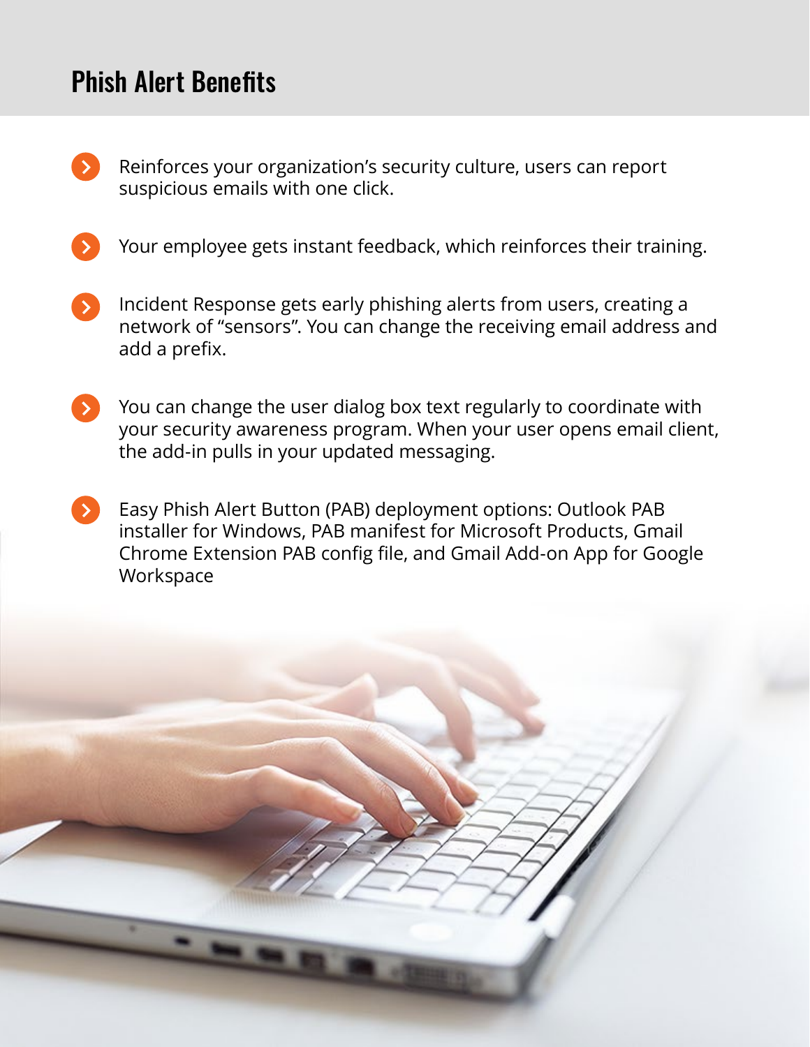## Phish Alert Benefits

- Reinforces your organization's security culture, users can report suspicious emails with one click.
- Your employee gets instant feedback, which reinforces their training.
- Incident Response gets early phishing alerts from users, creating a network of "sensors". You can change the receiving email address and add a prefix.
- You can change the user dialog box text regularly to coordinate with your security awareness program. When your user opens email client, the add-in pulls in your updated messaging.
- Easy Phish Alert Button (PAB) deployment options: Outlook PAB installer for Windows, PAB manifest for Microsoft Products, Gmail Chrome Extension PAB config file, and Gmail Add-on App for Google Workspace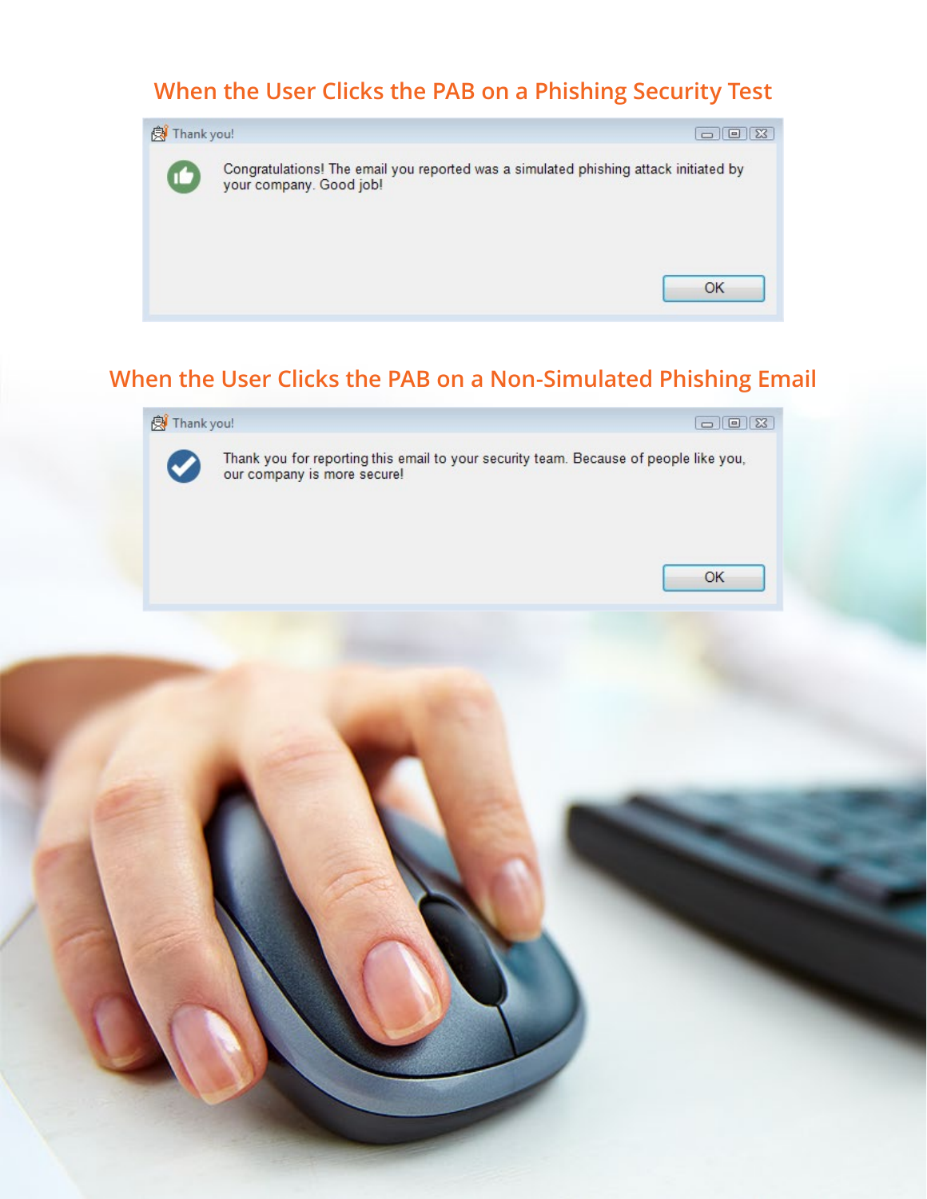## When the User Clicks the PAB on a Phishing Security Test

Thank you!

Congratulations! The email you reported was a simulated phishing attack initiated by your company. Good job!

OK

## When the User Clicks the PAB on a Non-Simulated Phishing Email

Thank you!

Thank you for reporting this email to your security team. Because of people like you, our company is more secure!

OK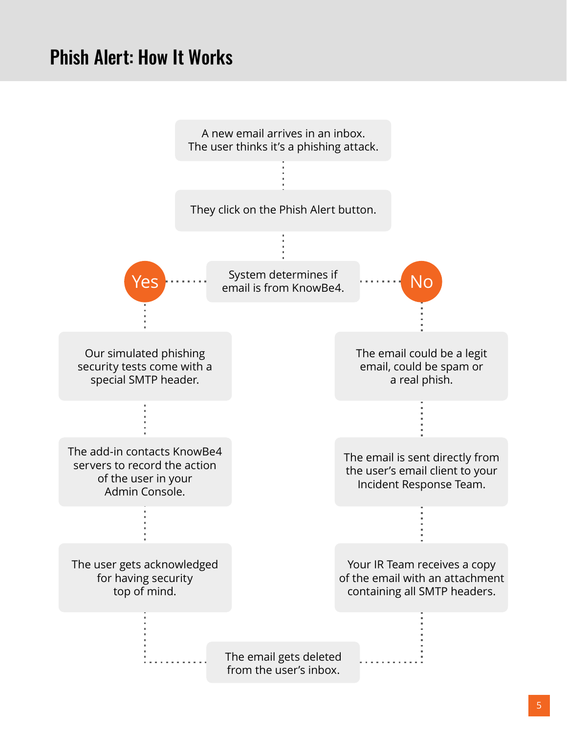# Phish Alert: How It Works

A new email arrives in an inbox. The user thinks it's a phishing attack.

They click on the Phish Alert button.

System determines if email is from KnowBe4.

**Yes**

- Our simulated phishing security tests come with a special SMTP header.
- The add-in contacts KnowBe4 servers to record the action of the user in your Admin Console.
- The user gets acknowledged for having security top of mind.

**No**

- The email could be a legit email, could be spam or a real phish.
- The email is sent directly from the user's email client to your Incident Response Team.
- Your IR Team receives a copy of the email with an attachment containing all SMTP headers.

The email gets deleted from the user's inbox.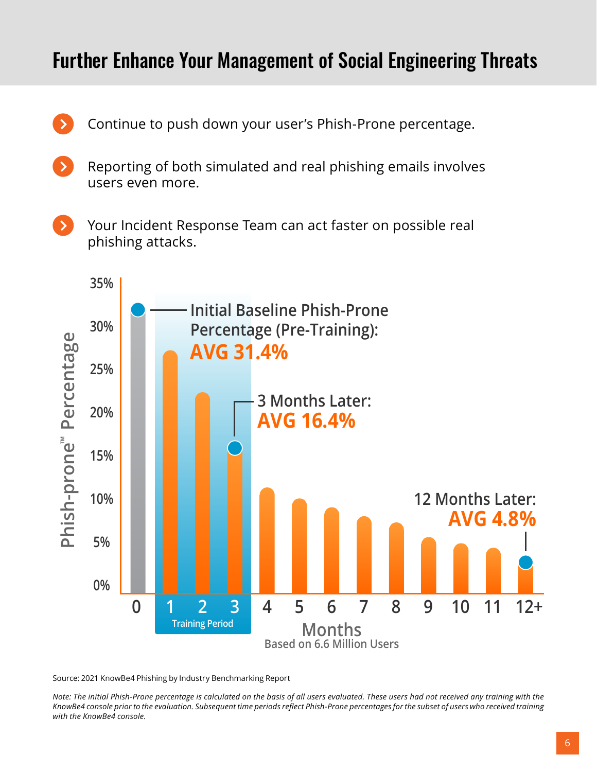# Further Enhance Your Management of Social Engineering Threats

- Continue to push down your user's Phish-Prone percentage.
- Reporting of both simulated and real phishing emails involves users even more.
- Your Incident Response Team can act faster on possible real phishing attacks.

Phish-prone™ Percentage

35%
30%
25%
20%
15%
10%
5%
0%

Initial Baseline Phish-Prone Percentage (Pre-Training): **AVG 31.4%**

3 Months Later: **AVG 16.4%**

12 Months Later: **AVG 4.8%**

0 1 2 3 4 5 6 7 8 9 10 11 12+

Training Period

Months

Based on 6.6 Million Users

Source: 2021 KnowBe4 Phishing by Industry Benchmarking Report

*Note: The initial Phish-Prone percentage is calculated on the basis of all users evaluated. These users had not received any training with the KnowBe4 console prior to the evaluation. Subsequent time periods reflect Phish-Prone percentages for the subset of users who received training with the KnowBe4 console.*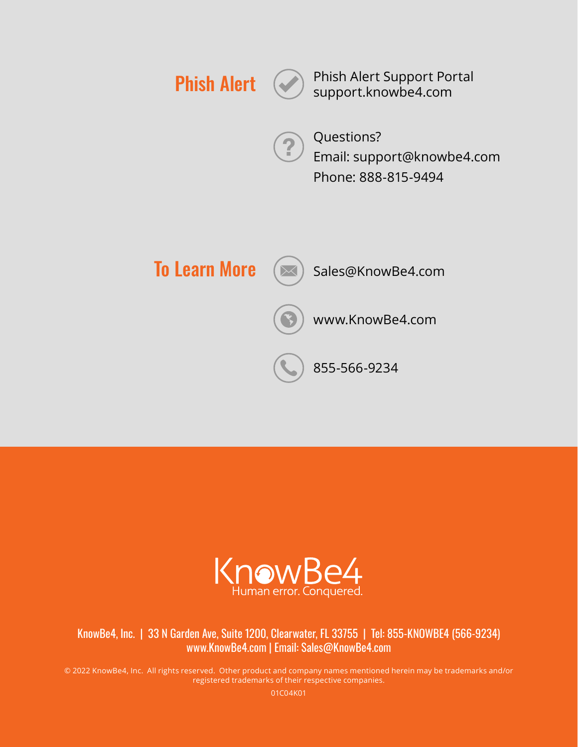## Phish Alert

Phish Alert Support Portal
support.knowbe4.com

Questions?
Email: support@knowbe4.com
Phone: 888-815-9494

## To Learn More

Sales@KnowBe4.com

www.KnowBe4.com

855-566-9234

KnowBe4
Human error. Conquered.

KnowBe4, Inc. | 33 N Garden Ave, Suite 1200, Clearwater, FL 33755 | Tel: 855-KNOWBE4 (566-9234)
www.KnowBe4.com | Email: Sales@KnowBe4.com

© 2022 KnowBe4, Inc. All rights reserved. Other product and company names mentioned herein may be trademarks and/or registered trademarks of their respective companies.

01C04K01